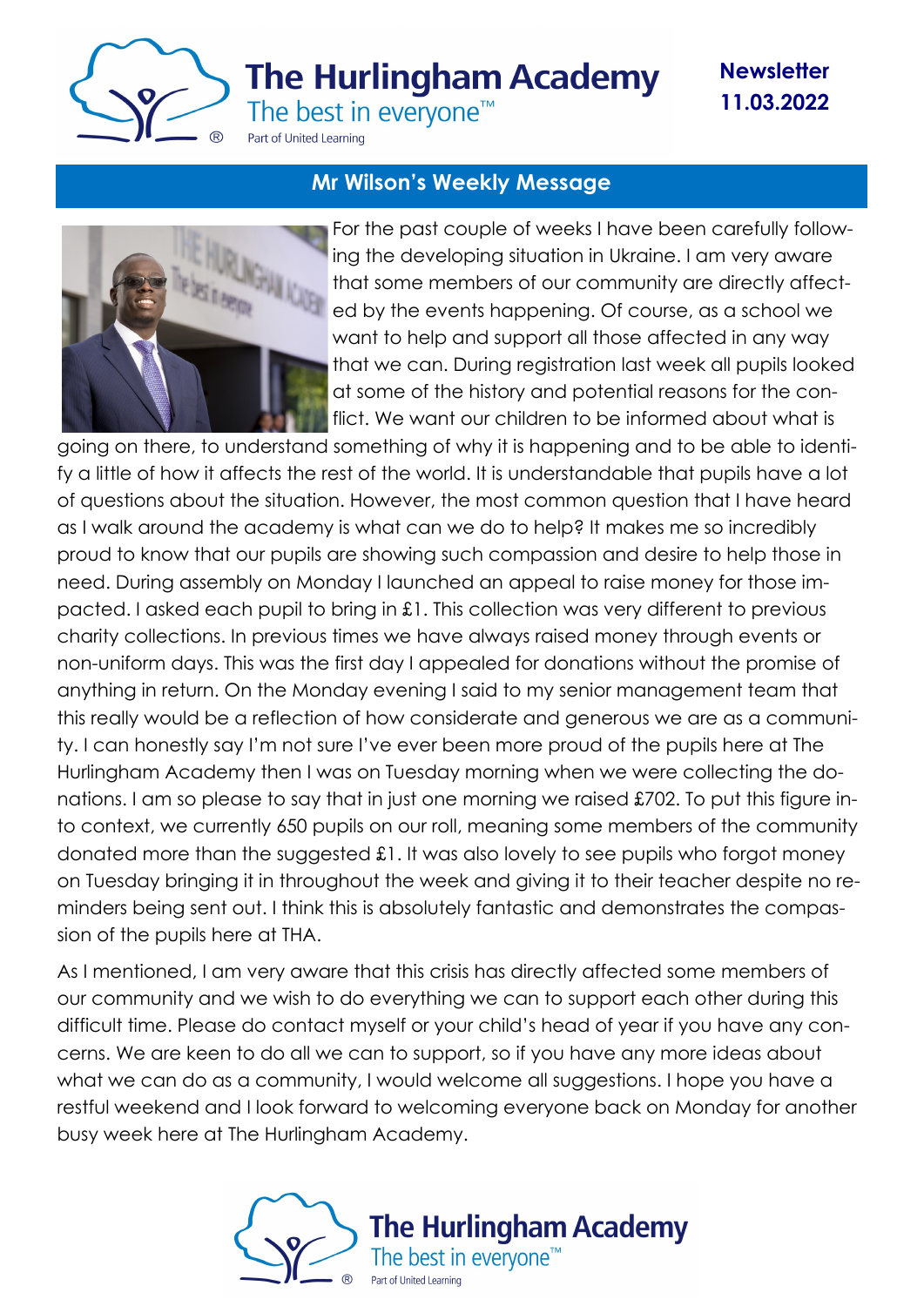# The Hurlingham Academy

The best in everyone™

Part of United Learning

**Newsletter 11.03.2022**

## Mr Wilson's Weekly Message

For the past couple of weeks I have been carefully following the developing situation in Ukraine. I am very aware that some members of our community are directly affected by the events happening. Of course, as a school we want to help and support all those affected in any way that we can. During registration last week all pupils looked at some of the history and potential reasons for the conflict. We want our children to be informed about what is going on there, to understand something of why it is happening and to be able to identify a little of how it affects the rest of the world. It is understandable that pupils have a lot of questions about the situation. However, the most common question that I have heard as I walk around the academy is what can we do to help? It makes me so incredibly proud to know that our pupils are showing such compassion and desire to help those in need. During assembly on Monday I launched an appeal to raise money for those impacted. I asked each pupil to bring in £1. This collection was very different to previous charity collections. In previous times we have always raised money through events or non-uniform days. This was the first day I appealed for donations without the promise of anything in return. On the Monday evening I said to my senior management team that this really would be a reflection of how considerate and generous we are as a community. I can honestly say I'm not sure I've ever been more proud of the pupils here at The Hurlingham Academy then I was on Tuesday morning when we were collecting the donations. I am so please to say that in just one morning we raised £702. To put this figure into context, we currently 650 pupils on our roll, meaning some members of the community donated more than the suggested £1. It was also lovely to see pupils who forgot money on Tuesday bringing it in throughout the week and giving it to their teacher despite no reminders being sent out. I think this is absolutely fantastic and demonstrates the compassion of the pupils here at THA.

As I mentioned, I am very aware that this crisis has directly affected some members of our community and we wish to do everything we can to support each other during this difficult time. Please do contact myself or your child's head of year if you have any concerns. We are keen to do all we can to support, so if you have any more ideas about what we can do as a community, I would welcome all suggestions. I hope you have a restful weekend and I look forward to welcoming everyone back on Monday for another busy week here at The Hurlingham Academy.

The Hurlingham Academy

The best in everyone™

Part of United Learning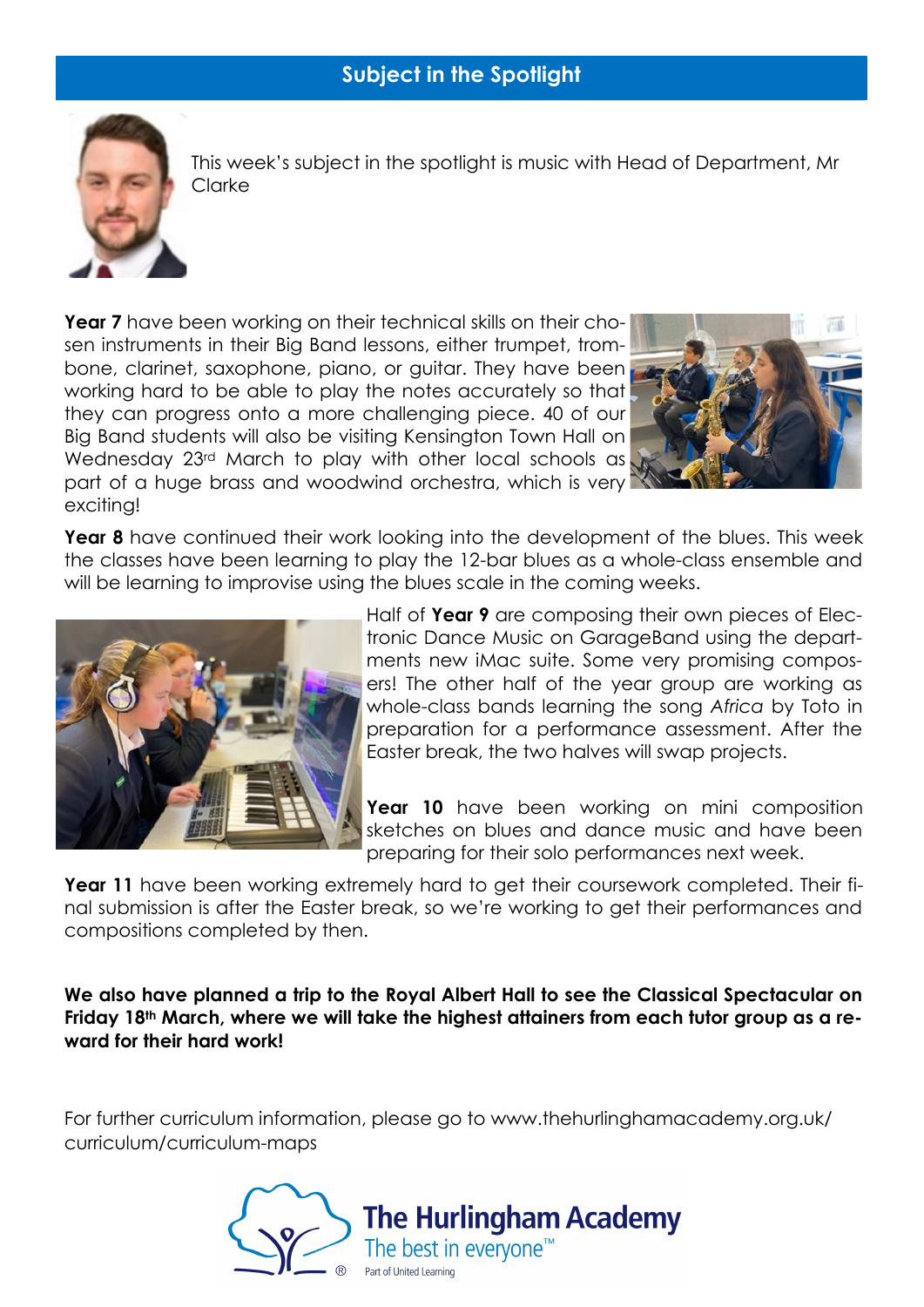## Subject in the Spotlight

This week's subject in the spotlight is music with Head of Department, Mr Clarke

**Year 7** have been working on their technical skills on their chosen instruments in their Big Band lessons, either trumpet, trombone, clarinet, saxophone, piano, or guitar. They have been working hard to be able to play the notes accurately so that they can progress onto a more challenging piece. 40 of our Big Band students will also be visiting Kensington Town Hall on Wednesday 23rd March to play with other local schools as part of a huge brass and woodwind orchestra, which is very exciting!

**Year 8** have continued their work looking into the development of the blues. This week the classes have been learning to play the 12-bar blues as a whole-class ensemble and will be learning to improvise using the blues scale in the coming weeks.

Half of **Year 9** are composing their own pieces of Electronic Dance Music on GarageBand using the departments new iMac suite. Some very promising composers! The other half of the year group are working as whole-class bands learning the song *Africa* by Toto in preparation for a performance assessment. After the Easter break, the two halves will swap projects.

**Year 10** have been working on mini composition sketches on blues and dance music and have been preparing for their solo performances next week.

**Year 11** have been working extremely hard to get their coursework completed. Their final submission is after the Easter break, so we're working to get their performances and compositions completed by then.

**We also have planned a trip to the Royal Albert Hall to see the Classical Spectacular on Friday 18th March, where we will take the highest attainers from each tutor group as a reward for their hard work!**

For further curriculum information, please go to www.thehurlinghamacademy.org.uk/curriculum/curriculum-maps

The Hurlingham Academy
The best in everyone™
Part of United Learning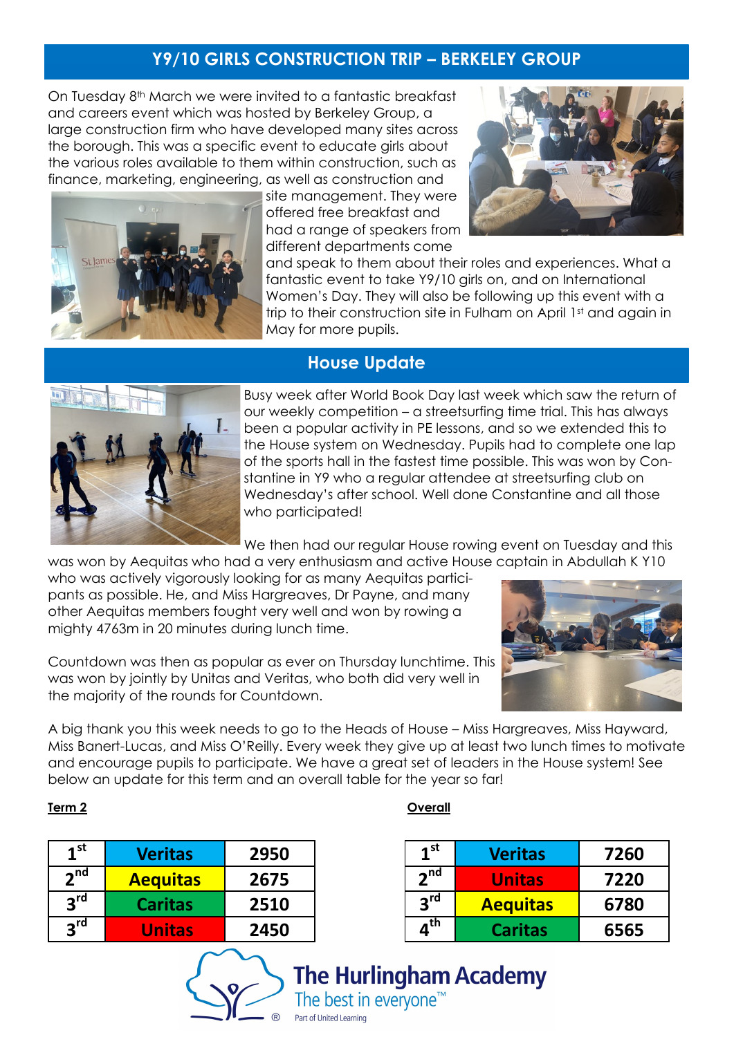## Y9/10 GIRLS CONSTRUCTION TRIP – BERKELEY GROUP

On Tuesday 8th March we were invited to a fantastic breakfast and careers event which was hosted by Berkeley Group, a large construction firm who have developed many sites across the borough. This was a specific event to educate girls about the various roles available to them within construction, such as finance, marketing, engineering, as well as construction and site management. They were offered free breakfast and had a range of speakers from different departments come and speak to them about their roles and experiences. What a fantastic event to take Y9/10 girls on, and on International Women's Day. They will also be following up this event with a trip to their construction site in Fulham on April 1st and again in May for more pupils.

## House Update

Busy week after World Book Day last week which saw the return of our weekly competition – a streetsurfing time trial. This has always been a popular activity in PE lessons, and so we extended this to the House system on Wednesday. Pupils had to complete one lap of the sports hall in the fastest time possible. This was won by Constantine in Y9 who a regular attendee at streetsurfing club on Wednesday's after school. Well done Constantine and all those who participated!

We then had our regular House rowing event on Tuesday and this was won by Aequitas who had a very enthusiasm and active House captain in Abdullah K Y10 who was actively vigorously looking for as many Aequitas participants as possible. He, and Miss Hargreaves, Dr Payne, and many other Aequitas members fought very well and won by rowing a mighty 4763m in 20 minutes during lunch time.

Countdown was then as popular as ever on Thursday lunchtime. This was won by jointly by Unitas and Veritas, who both did very well in the majority of the rounds for Countdown.

A big thank you this week needs to go to the Heads of House – Miss Hargreaves, Miss Hayward, Miss Banert-Lucas, and Miss O'Reilly. Every week they give up at least two lunch times to motivate and encourage pupils to participate. We have a great set of leaders in the House system! See below an update for this term and an overall table for the year so far!

**Term 2**

| Position | House | Points |
|---|---|---|
| 1st | Veritas | 2950 |
| 2nd | Aequitas | 2675 |
| 3rd | Caritas | 2510 |
| 3rd | Unitas | 2450 |

**Overall**

| Position | House | Points |
|---|---|---|
| 1st | Veritas | 7260 |
| 2nd | Unitas | 7220 |
| 3rd | Aequitas | 6780 |
| 4th | Caritas | 6565 |

**The Hurlingham Academy**
The best in everyone™
Part of United Learning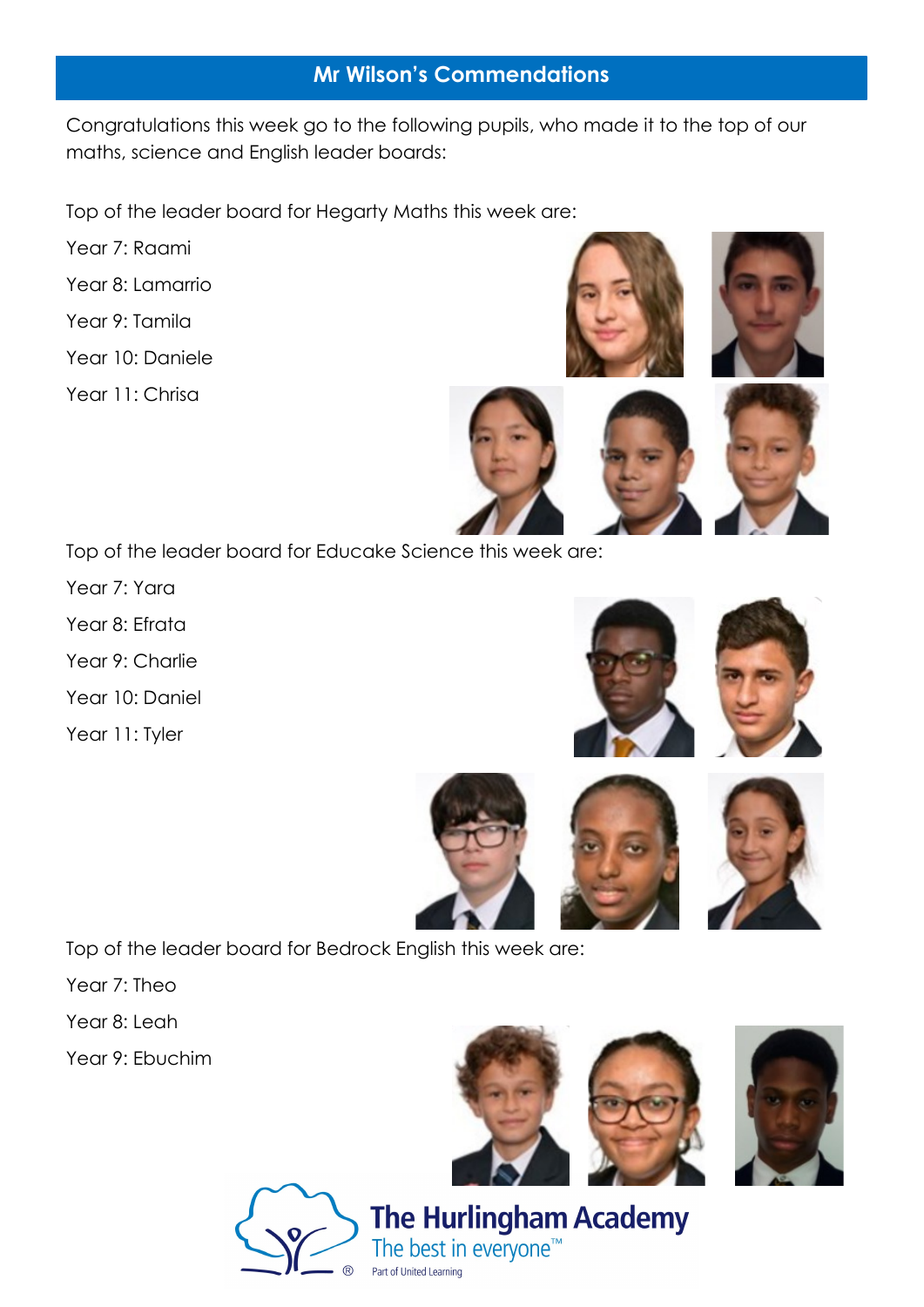## Mr Wilson's Commendations

Congratulations this week go to the following pupils, who made it to the top of our maths, science and English leader boards:

Top of the leader board for Hegarty Maths this week are:

Year 7: Raami

Year 8: Lamarrio

Year 9: Tamila

Year 10: Daniele

Year 11: Chrisa

Top of the leader board for Educake Science this week are:

Year 7: Yara

Year 8: Efrata

Year 9: Charlie

Year 10: Daniel

Year 11: Tyler

Top of the leader board for Bedrock English this week are:

Year 7: Theo

Year 8: Leah

Year 9: Ebuchim

The Hurlingham Academy

The best in everyone™

Part of United Learning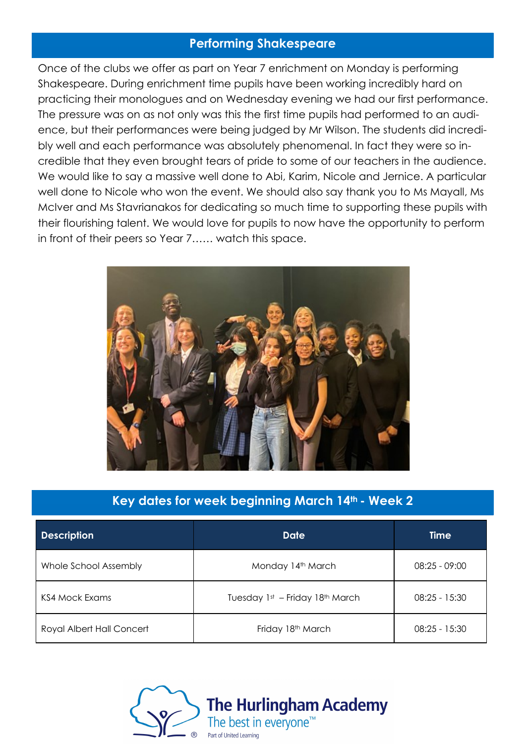## Performing Shakespeare

Once of the clubs we offer as part on Year 7 enrichment on Monday is performing Shakespeare. During enrichment time pupils have been working incredibly hard on practicing their monologues and on Wednesday evening we had our first performance. The pressure was on as not only was this the first time pupils had performed to an audience, but their performances were being judged by Mr Wilson. The students did incredibly well and each performance was absolutely phenomenal. In fact they were so incredible that they even brought tears of pride to some of our teachers in the audience. We would like to say a massive well done to Abi, Karim, Nicole and Jernice. A particular well done to Nicole who won the event. We should also say thank you to Ms Mayall, Ms McIver and Ms Stavrianakos for dedicating so much time to supporting these pupils with their flourishing talent. We would love for pupils to now have the opportunity to perform in front of their peers so Year 7…… watch this space.

## Key dates for week beginning March 14th - Week 2

| Description | Date | Time |
|---|---|---|
| Whole School Assembly | Monday 14th March | 08:25 - 09:00 |
| KS4 Mock Exams | Tuesday 1st – Friday 18th March | 08:25 - 15:30 |
| Royal Albert Hall Concert | Friday 18th March | 08:25 - 15:30 |

The Hurlingham Academy
The best in everyone™
Part of United Learning